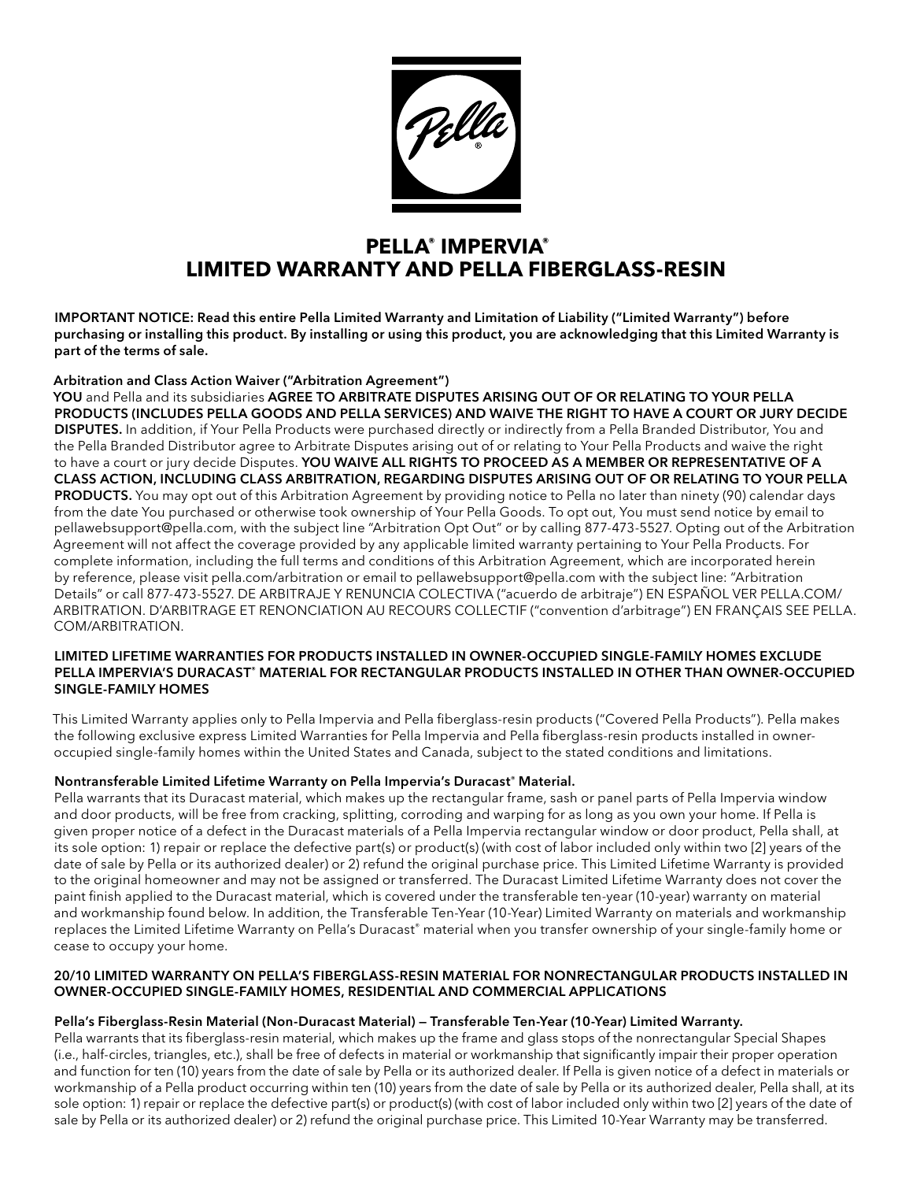# PELLA® IMPERVIA®
# LIMITED WARRANTY AND PELLA FIBERGLASS-RESIN

**IMPORTANT NOTICE: Read this entire Pella Limited Warranty and Limitation of Liability ("Limited Warranty") before purchasing or installing this product. By installing or using this product, you are acknowledging that this Limited Warranty is part of the terms of sale.**

**Arbitration and Class Action Waiver ("Arbitration Agreement")**

**YOU** and Pella and its subsidiaries **AGREE TO ARBITRATE DISPUTES ARISING OUT OF OR RELATING TO YOUR PELLA PRODUCTS (INCLUDES PELLA GOODS AND PELLA SERVICES) AND WAIVE THE RIGHT TO HAVE A COURT OR JURY DECIDE DISPUTES.** In addition, if Your Pella Products were purchased directly or indirectly from a Pella Branded Distributor, You and the Pella Branded Distributor agree to Arbitrate Disputes arising out of or relating to Your Pella Products and waive the right to have a court or jury decide Disputes. **YOU WAIVE ALL RIGHTS TO PROCEED AS A MEMBER OR REPRESENTATIVE OF A CLASS ACTION, INCLUDING CLASS ARBITRATION, REGARDING DISPUTES ARISING OUT OF OR RELATING TO YOUR PELLA PRODUCTS.** You may opt out of this Arbitration Agreement by providing notice to Pella no later than ninety (90) calendar days from the date You purchased or otherwise took ownership of Your Pella Goods. To opt out, You must send notice by email to pellawebsupport@pella.com, with the subject line "Arbitration Opt Out" or by calling 877-473-5527. Opting out of the Arbitration Agreement will not affect the coverage provided by any applicable limited warranty pertaining to Your Pella Products. For complete information, including the full terms and conditions of this Arbitration Agreement, which are incorporated herein by reference, please visit pella.com/arbitration or email to pellawebsupport@pella.com with the subject line: "Arbitration Details" or call 877-473-5527. DE ARBITRAJE Y RENUNCIA COLECTIVA ("acuerdo de arbitraje") EN ESPAÑOL VER PELLA.COM/ARBITRATION. D'ARBITRAGE ET RENONCIATION AU RECOURS COLLECTIF ("convention d'arbitrage") EN FRANÇAIS SEE PELLA.COM/ARBITRATION.

**LIMITED LIFETIME WARRANTIES FOR PRODUCTS INSTALLED IN OWNER-OCCUPIED SINGLE-FAMILY HOMES EXCLUDE PELLA IMPERVIA'S DURACAST® MATERIAL FOR RECTANGULAR PRODUCTS INSTALLED IN OTHER THAN OWNER-OCCUPIED SINGLE-FAMILY HOMES**

This Limited Warranty applies only to Pella Impervia and Pella fiberglass-resin products ("Covered Pella Products"). Pella makes the following exclusive express Limited Warranties for Pella Impervia and Pella fiberglass-resin products installed in owner-occupied single-family homes within the United States and Canada, subject to the stated conditions and limitations.

**Nontransferable Limited Lifetime Warranty on Pella Impervia's Duracast® Material.**

Pella warrants that its Duracast material, which makes up the rectangular frame, sash or panel parts of Pella Impervia window and door products, will be free from cracking, splitting, corroding and warping for as long as you own your home. If Pella is given proper notice of a defect in the Duracast materials of a Pella Impervia rectangular window or door product, Pella shall, at its sole option: 1) repair or replace the defective part(s) or product(s) (with cost of labor included only within two [2] years of the date of sale by Pella or its authorized dealer) or 2) refund the original purchase price. This Limited Lifetime Warranty is provided to the original homeowner and may not be assigned or transferred. The Duracast Limited Lifetime Warranty does not cover the paint finish applied to the Duracast material, which is covered under the transferable ten-year (10-year) warranty on material and workmanship found below. In addition, the Transferable Ten-Year (10-Year) Limited Warranty on materials and workmanship replaces the Limited Lifetime Warranty on Pella's Duracast® material when you transfer ownership of your single-family home or cease to occupy your home.

**20/10 LIMITED WARRANTY ON PELLA'S FIBERGLASS-RESIN MATERIAL FOR NONRECTANGULAR PRODUCTS INSTALLED IN OWNER-OCCUPIED SINGLE-FAMILY HOMES, RESIDENTIAL AND COMMERCIAL APPLICATIONS**

**Pella's Fiberglass-Resin Material (Non-Duracast Material) — Transferable Ten-Year (10-Year) Limited Warranty.**

Pella warrants that its fiberglass-resin material, which makes up the frame and glass stops of the nonrectangular Special Shapes (i.e., half-circles, triangles, etc.), shall be free of defects in material or workmanship that significantly impair their proper operation and function for ten (10) years from the date of sale by Pella or its authorized dealer. If Pella is given notice of a defect in materials or workmanship of a Pella product occurring within ten (10) years from the date of sale by Pella or its authorized dealer, Pella shall, at its sole option: 1) repair or replace the defective part(s) or product(s) (with cost of labor included only within two [2] years of the date of sale by Pella or its authorized dealer) or 2) refund the original purchase price. This Limited 10-Year Warranty may be transferred.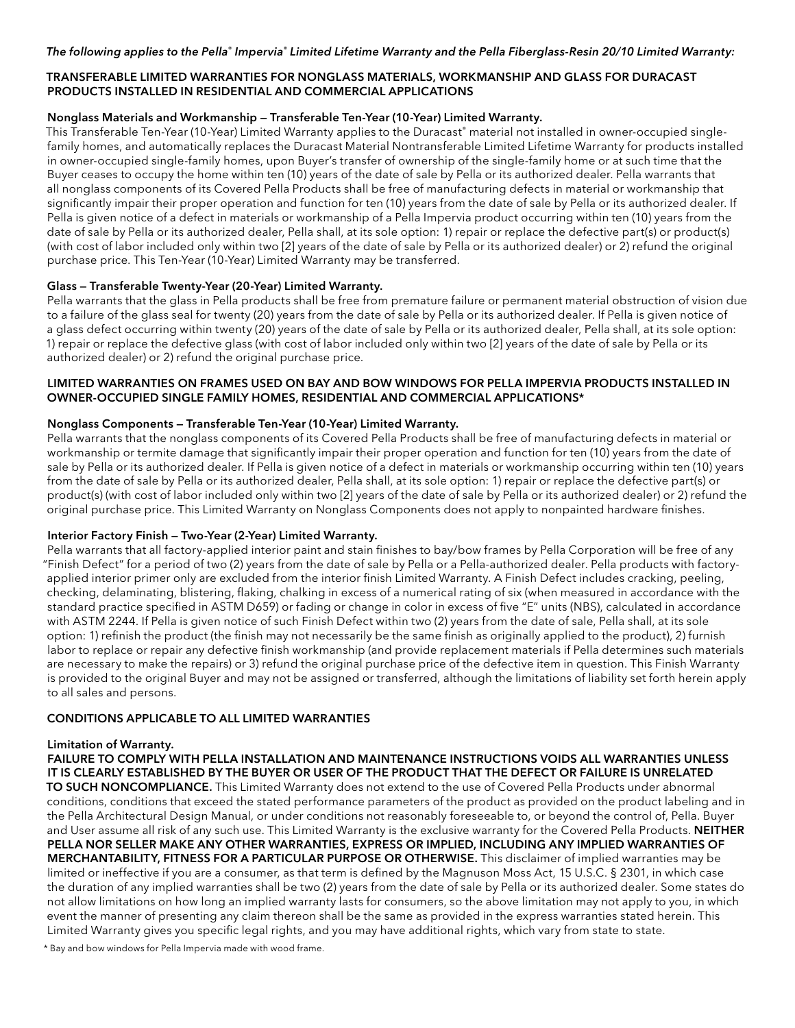*The following applies to the Pella® Impervia® Limited Lifetime Warranty and the Pella Fiberglass-Resin 20/10 Limited Warranty:*

## TRANSFERABLE LIMITED WARRANTIES FOR NONGLASS MATERIALS, WORKMANSHIP AND GLASS FOR DURACAST PRODUCTS INSTALLED IN RESIDENTIAL AND COMMERCIAL APPLICATIONS

### Nonglass Materials and Workmanship — Transferable Ten-Year (10-Year) Limited Warranty.

This Transferable Ten-Year (10-Year) Limited Warranty applies to the Duracast® material not installed in owner-occupied single-family homes, and automatically replaces the Duracast Material Nontransferable Limited Lifetime Warranty for products installed in owner-occupied single-family homes, upon Buyer's transfer of ownership of the single-family home or at such time that the Buyer ceases to occupy the home within ten (10) years of the date of sale by Pella or its authorized dealer. Pella warrants that all nonglass components of its Covered Pella Products shall be free of manufacturing defects in material or workmanship that significantly impair their proper operation and function for ten (10) years from the date of sale by Pella or its authorized dealer. If Pella is given notice of a defect in materials or workmanship of a Pella Impervia product occurring within ten (10) years from the date of sale by Pella or its authorized dealer, Pella shall, at its sole option: 1) repair or replace the defective part(s) or product(s) (with cost of labor included only within two [2] years of the date of sale by Pella or its authorized dealer) or 2) refund the original purchase price. This Ten-Year (10-Year) Limited Warranty may be transferred.

### Glass — Transferable Twenty-Year (20-Year) Limited Warranty.

Pella warrants that the glass in Pella products shall be free from premature failure or permanent material obstruction of vision due to a failure of the glass seal for twenty (20) years from the date of sale by Pella or its authorized dealer. If Pella is given notice of a glass defect occurring within twenty (20) years of the date of sale by Pella or its authorized dealer, Pella shall, at its sole option: 1) repair or replace the defective glass (with cost of labor included only within two [2] years of the date of sale by Pella or its authorized dealer) or 2) refund the original purchase price.

## LIMITED WARRANTIES ON FRAMES USED ON BAY AND BOW WINDOWS FOR PELLA IMPERVIA PRODUCTS INSTALLED IN OWNER-OCCUPIED SINGLE FAMILY HOMES, RESIDENTIAL AND COMMERCIAL APPLICATIONS*

### Nonglass Components — Transferable Ten-Year (10-Year) Limited Warranty.

Pella warrants that the nonglass components of its Covered Pella Products shall be free of manufacturing defects in material or workmanship or termite damage that significantly impair their proper operation and function for ten (10) years from the date of sale by Pella or its authorized dealer. If Pella is given notice of a defect in materials or workmanship occurring within ten (10) years from the date of sale by Pella or its authorized dealer, Pella shall, at its sole option: 1) repair or replace the defective part(s) or product(s) (with cost of labor included only within two [2] years of the date of sale by Pella or its authorized dealer) or 2) refund the original purchase price. This Limited Warranty on Nonglass Components does not apply to nonpainted hardware finishes.

### Interior Factory Finish — Two-Year (2-Year) Limited Warranty.

Pella warrants that all factory-applied interior paint and stain finishes to bay/bow frames by Pella Corporation will be free of any "Finish Defect" for a period of two (2) years from the date of sale by Pella or a Pella-authorized dealer. Pella products with factory-applied interior primer only are excluded from the interior finish Limited Warranty. A Finish Defect includes cracking, peeling, checking, delaminating, blistering, flaking, chalking in excess of a numerical rating of six (when measured in accordance with the standard practice specified in ASTM D659) or fading or change in color in excess of five "E" units (NBS), calculated in accordance with ASTM 2244. If Pella is given notice of such Finish Defect within two (2) years from the date of sale, Pella shall, at its sole option: 1) refinish the product (the finish may not necessarily be the same finish as originally applied to the product), 2) furnish labor to replace or repair any defective finish workmanship (and provide replacement materials if Pella determines such materials are necessary to make the repairs) or 3) refund the original purchase price of the defective item in question. This Finish Warranty is provided to the original Buyer and may not be assigned or transferred, although the limitations of liability set forth herein apply to all sales and persons.

## CONDITIONS APPLICABLE TO ALL LIMITED WARRANTIES

### Limitation of Warranty.

**FAILURE TO COMPLY WITH PELLA INSTALLATION AND MAINTENANCE INSTRUCTIONS VOIDS ALL WARRANTIES UNLESS IT IS CLEARLY ESTABLISHED BY THE BUYER OR USER OF THE PRODUCT THAT THE DEFECT OR FAILURE IS UNRELATED TO SUCH NONCOMPLIANCE.** This Limited Warranty does not extend to the use of Covered Pella Products under abnormal conditions, conditions that exceed the stated performance parameters of the product as provided on the product labeling and in the Pella Architectural Design Manual, or under conditions not reasonably foreseeable to, or beyond the control of, Pella. Buyer and User assume all risk of any such use. This Limited Warranty is the exclusive warranty for the Covered Pella Products. **NEITHER PELLA NOR SELLER MAKE ANY OTHER WARRANTIES, EXPRESS OR IMPLIED, INCLUDING ANY IMPLIED WARRANTIES OF MERCHANTABILITY, FITNESS FOR A PARTICULAR PURPOSE OR OTHERWISE.** This disclaimer of implied warranties may be limited or ineffective if you are a consumer, as that term is defined by the Magnuson Moss Act, 15 U.S.C. § 2301, in which case the duration of any implied warranties shall be two (2) years from the date of sale by Pella or its authorized dealer. Some states do not allow limitations on how long an implied warranty lasts for consumers, so the above limitation may not apply to you, in which event the manner of presenting any claim thereon shall be the same as provided in the express warranties stated herein. This Limited Warranty gives you specific legal rights, and you may have additional rights, which vary from state to state.

* Bay and bow windows for Pella Impervia made with wood frame.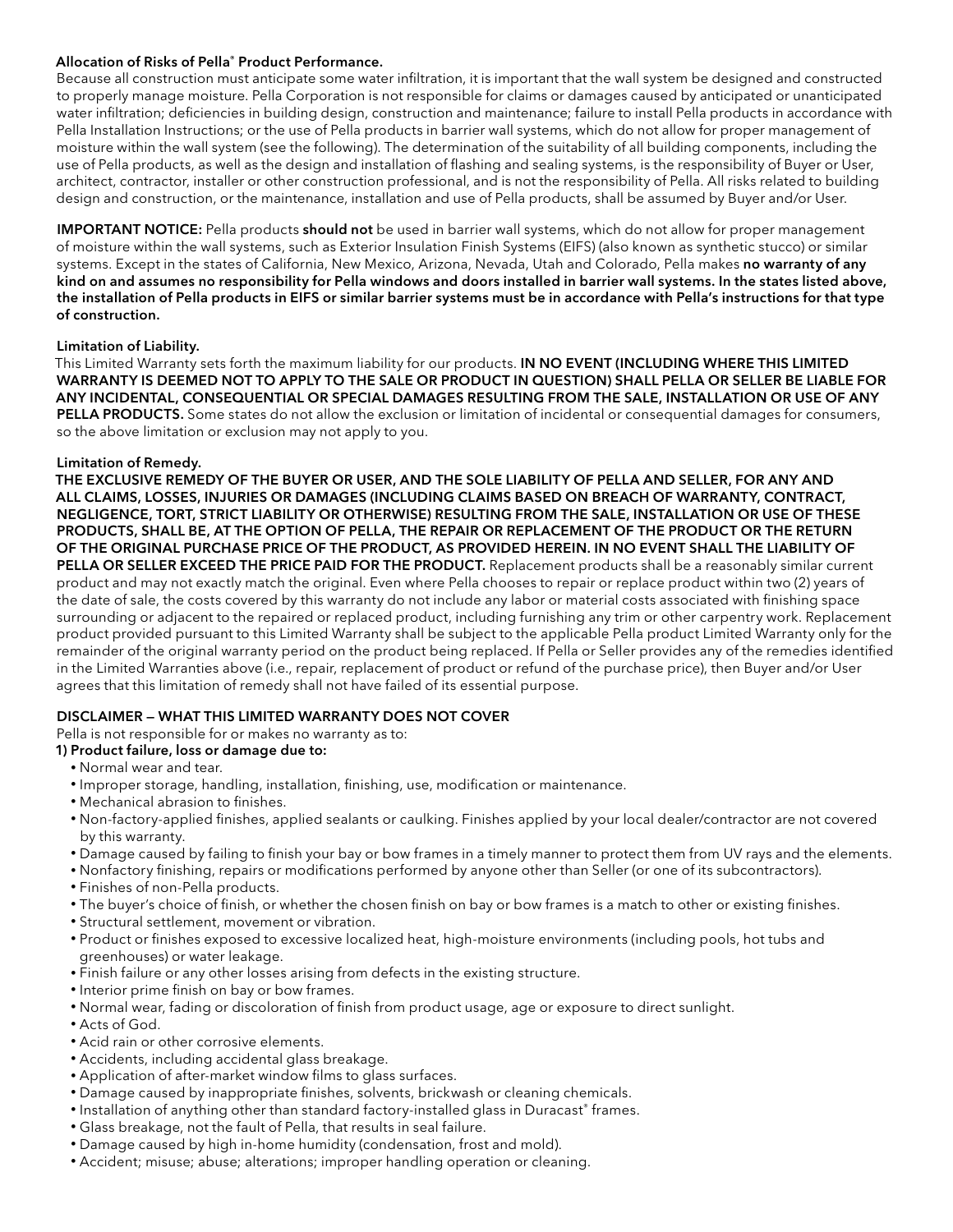**Allocation of Risks of Pella® Product Performance.**

Because all construction must anticipate some water infiltration, it is important that the wall system be designed and constructed to properly manage moisture. Pella Corporation is not responsible for claims or damages caused by anticipated or unanticipated water infiltration; deficiencies in building design, construction and maintenance; failure to install Pella products in accordance with Pella Installation Instructions; or the use of Pella products in barrier wall systems, which do not allow for proper management of moisture within the wall system (see the following). The determination of the suitability of all building components, including the use of Pella products, as well as the design and installation of flashing and sealing systems, is the responsibility of Buyer or User, architect, contractor, installer or other construction professional, and is not the responsibility of Pella. All risks related to building design and construction, or the maintenance, installation and use of Pella products, shall be assumed by Buyer and/or User.

**IMPORTANT NOTICE:** Pella products **should not** be used in barrier wall systems, which do not allow for proper management of moisture within the wall systems, such as Exterior Insulation Finish Systems (EIFS) (also known as synthetic stucco) or similar systems. Except in the states of California, New Mexico, Arizona, Nevada, Utah and Colorado, Pella makes **no warranty of any kind on and assumes no responsibility for Pella windows and doors installed in barrier wall systems. In the states listed above, the installation of Pella products in EIFS or similar barrier systems must be in accordance with Pella's instructions for that type of construction.**

**Limitation of Liability.**

This Limited Warranty sets forth the maximum liability for our products. **IN NO EVENT (INCLUDING WHERE THIS LIMITED WARRANTY IS DEEMED NOT TO APPLY TO THE SALE OR PRODUCT IN QUESTION) SHALL PELLA OR SELLER BE LIABLE FOR ANY INCIDENTAL, CONSEQUENTIAL OR SPECIAL DAMAGES RESULTING FROM THE SALE, INSTALLATION OR USE OF ANY PELLA PRODUCTS.** Some states do not allow the exclusion or limitation of incidental or consequential damages for consumers, so the above limitation or exclusion may not apply to you.

**Limitation of Remedy.**

**THE EXCLUSIVE REMEDY OF THE BUYER OR USER, AND THE SOLE LIABILITY OF PELLA AND SELLER, FOR ANY AND ALL CLAIMS, LOSSES, INJURIES OR DAMAGES (INCLUDING CLAIMS BASED ON BREACH OF WARRANTY, CONTRACT, NEGLIGENCE, TORT, STRICT LIABILITY OR OTHERWISE) RESULTING FROM THE SALE, INSTALLATION OR USE OF THESE PRODUCTS, SHALL BE, AT THE OPTION OF PELLA, THE REPAIR OR REPLACEMENT OF THE PRODUCT OR THE RETURN OF THE ORIGINAL PURCHASE PRICE OF THE PRODUCT, AS PROVIDED HEREIN. IN NO EVENT SHALL THE LIABILITY OF PELLA OR SELLER EXCEED THE PRICE PAID FOR THE PRODUCT.** Replacement products shall be a reasonably similar current product and may not exactly match the original. Even where Pella chooses to repair or replace product within two (2) years of the date of sale, the costs covered by this warranty do not include any labor or material costs associated with finishing space surrounding or adjacent to the repaired or replaced product, including furnishing any trim or other carpentry work. Replacement product provided pursuant to this Limited Warranty shall be subject to the applicable Pella product Limited Warranty only for the remainder of the original warranty period on the product being replaced. If Pella or Seller provides any of the remedies identified in the Limited Warranties above (i.e., repair, replacement of product or refund of the purchase price), then Buyer and/or User agrees that this limitation of remedy shall not have failed of its essential purpose.

**DISCLAIMER — WHAT THIS LIMITED WARRANTY DOES NOT COVER**

Pella is not responsible for or makes no warranty as to:

**1) Product failure, loss or damage due to:**

- Normal wear and tear.
- Improper storage, handling, installation, finishing, use, modification or maintenance.
- Mechanical abrasion to finishes.
- Non-factory-applied finishes, applied sealants or caulking. Finishes applied by your local dealer/contractor are not covered by this warranty.
- Damage caused by failing to finish your bay or bow frames in a timely manner to protect them from UV rays and the elements.
- Nonfactory finishing, repairs or modifications performed by anyone other than Seller (or one of its subcontractors).
- Finishes of non-Pella products.
- The buyer's choice of finish, or whether the chosen finish on bay or bow frames is a match to other or existing finishes.
- Structural settlement, movement or vibration.
- Product or finishes exposed to excessive localized heat, high-moisture environments (including pools, hot tubs and greenhouses) or water leakage.
- Finish failure or any other losses arising from defects in the existing structure.
- Interior prime finish on bay or bow frames.
- Normal wear, fading or discoloration of finish from product usage, age or exposure to direct sunlight.
- Acts of God.
- Acid rain or other corrosive elements.
- Accidents, including accidental glass breakage.
- Application of after-market window films to glass surfaces.
- Damage caused by inappropriate finishes, solvents, brickwash or cleaning chemicals.
- Installation of anything other than standard factory-installed glass in Duracast® frames.
- Glass breakage, not the fault of Pella, that results in seal failure.
- Damage caused by high in-home humidity (condensation, frost and mold).
- Accident; misuse; abuse; alterations; improper handling operation or cleaning.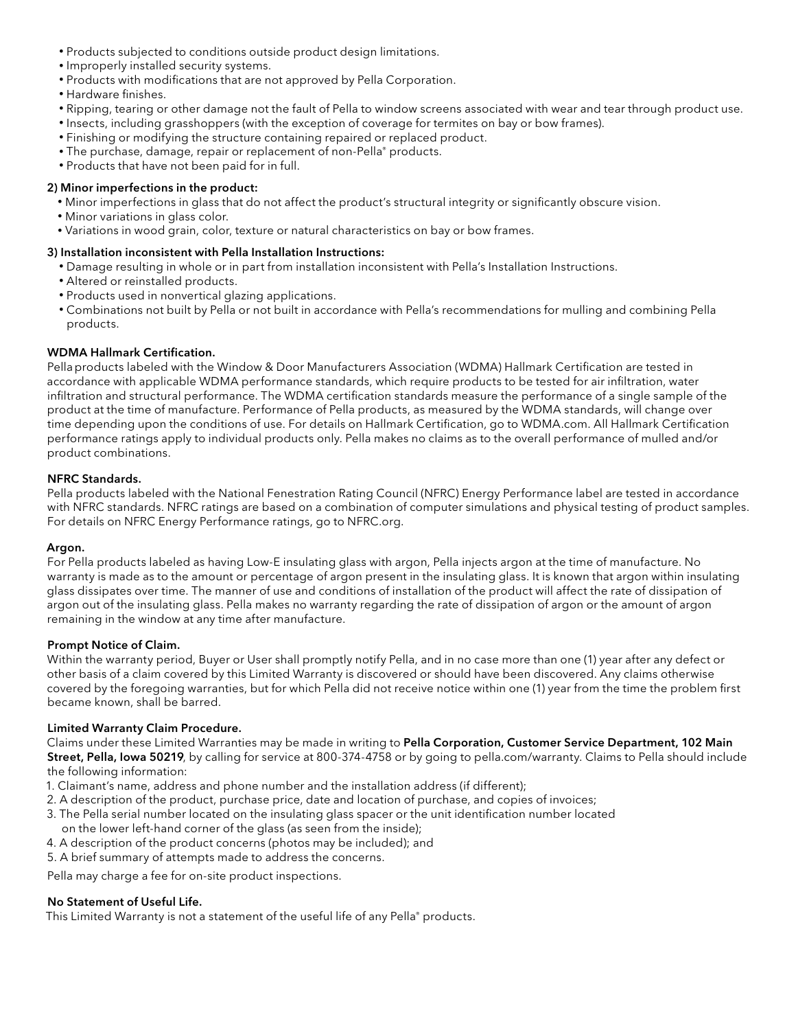- Products subjected to conditions outside product design limitations.
- Improperly installed security systems.
- Products with modifications that are not approved by Pella Corporation.
- Hardware finishes.
- Ripping, tearing or other damage not the fault of Pella to window screens associated with wear and tear through product use.
- Insects, including grasshoppers (with the exception of coverage for termites on bay or bow frames).
- Finishing or modifying the structure containing repaired or replaced product.
- The purchase, damage, repair or replacement of non-Pella® products.
- Products that have not been paid for in full.

**2) Minor imperfections in the product:**

- Minor imperfections in glass that do not affect the product's structural integrity or significantly obscure vision.
- Minor variations in glass color.
- Variations in wood grain, color, texture or natural characteristics on bay or bow frames.

**3) Installation inconsistent with Pella Installation Instructions:**

- Damage resulting in whole or in part from installation inconsistent with Pella's Installation Instructions.
- Altered or reinstalled products.
- Products used in nonvertical glazing applications.
- Combinations not built by Pella or not built in accordance with Pella's recommendations for mulling and combining Pella products.

**WDMA Hallmark Certification.**

Pella products labeled with the Window & Door Manufacturers Association (WDMA) Hallmark Certification are tested in accordance with applicable WDMA performance standards, which require products to be tested for air infiltration, water infiltration and structural performance. The WDMA certification standards measure the performance of a single sample of the product at the time of manufacture. Performance of Pella products, as measured by the WDMA standards, will change over time depending upon the conditions of use. For details on Hallmark Certification, go to WDMA.com. All Hallmark Certification performance ratings apply to individual products only. Pella makes no claims as to the overall performance of mulled and/or product combinations.

**NFRC Standards.**

Pella products labeled with the National Fenestration Rating Council (NFRC) Energy Performance label are tested in accordance with NFRC standards. NFRC ratings are based on a combination of computer simulations and physical testing of product samples. For details on NFRC Energy Performance ratings, go to NFRC.org.

**Argon.**

For Pella products labeled as having Low-E insulating glass with argon, Pella injects argon at the time of manufacture. No warranty is made as to the amount or percentage of argon present in the insulating glass. It is known that argon within insulating glass dissipates over time. The manner of use and conditions of installation of the product will affect the rate of dissipation of argon out of the insulating glass. Pella makes no warranty regarding the rate of dissipation of argon or the amount of argon remaining in the window at any time after manufacture.

**Prompt Notice of Claim.**

Within the warranty period, Buyer or User shall promptly notify Pella, and in no case more than one (1) year after any defect or other basis of a claim covered by this Limited Warranty is discovered or should have been discovered. Any claims otherwise covered by the foregoing warranties, but for which Pella did not receive notice within one (1) year from the time the problem first became known, shall be barred.

**Limited Warranty Claim Procedure.**

Claims under these Limited Warranties may be made in writing to **Pella Corporation, Customer Service Department, 102 Main Street, Pella, Iowa 50219**, by calling for service at 800-374-4758 or by going to pella.com/warranty. Claims to Pella should include the following information:

1. Claimant's name, address and phone number and the installation address (if different);
2. A description of the product, purchase price, date and location of purchase, and copies of invoices;
3. The Pella serial number located on the insulating glass spacer or the unit identification number located on the lower left-hand corner of the glass (as seen from the inside);
4. A description of the product concerns (photos may be included); and
5. A brief summary of attempts made to address the concerns.

Pella may charge a fee for on-site product inspections.

**No Statement of Useful Life.**

This Limited Warranty is not a statement of the useful life of any Pella® products.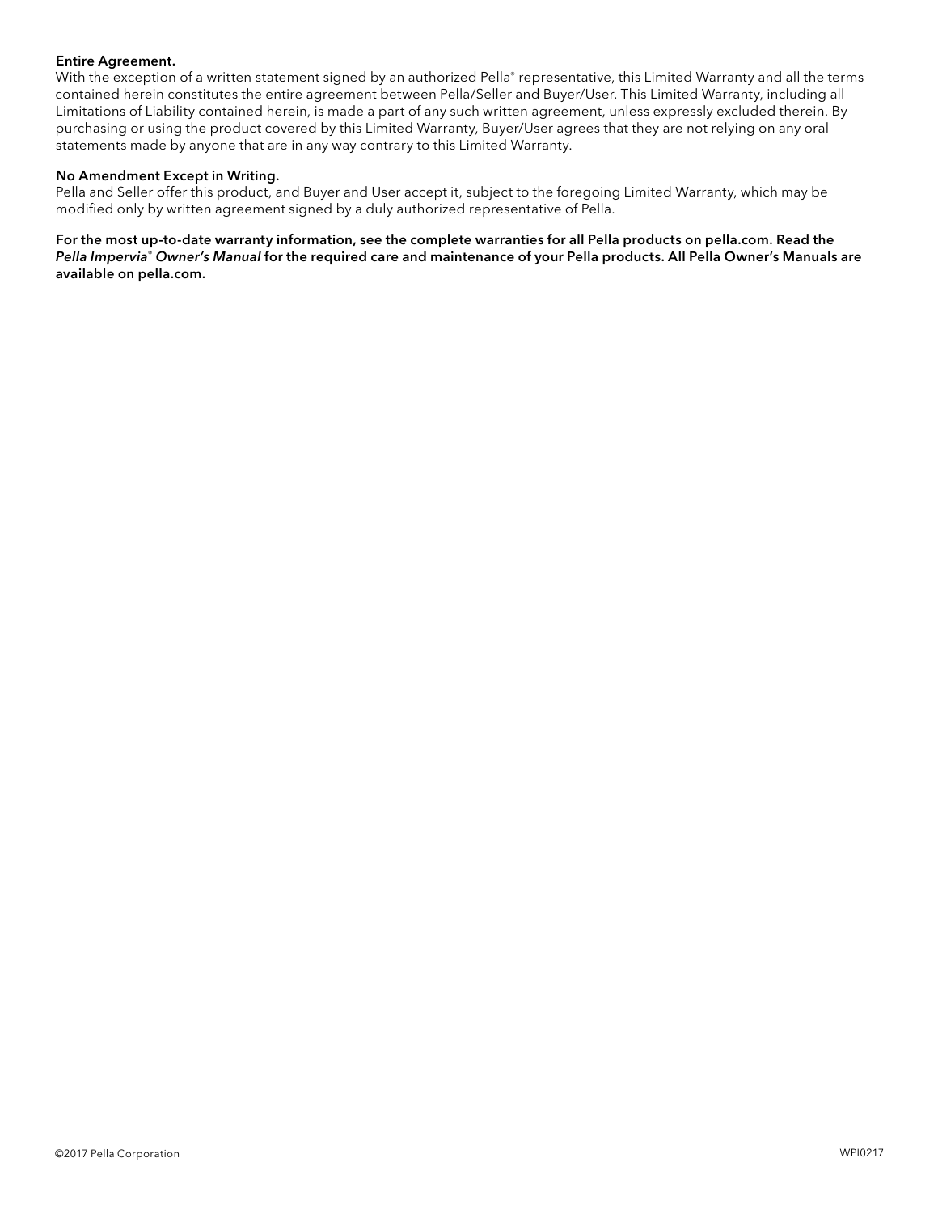**Entire Agreement.**
With the exception of a written statement signed by an authorized Pella® representative, this Limited Warranty and all the terms contained herein constitutes the entire agreement between Pella/Seller and Buyer/User. This Limited Warranty, including all Limitations of Liability contained herein, is made a part of any such written agreement, unless expressly excluded therein. By purchasing or using the product covered by this Limited Warranty, Buyer/User agrees that they are not relying on any oral statements made by anyone that are in any way contrary to this Limited Warranty.

**No Amendment Except in Writing.**
Pella and Seller offer this product, and Buyer and User accept it, subject to the foregoing Limited Warranty, which may be modified only by written agreement signed by a duly authorized representative of Pella.

**For the most up-to-date warranty information, see the complete warranties for all Pella products on pella.com. Read the *Pella Impervia® Owner's Manual* for the required care and maintenance of your Pella products. All Pella Owner's Manuals are available on pella.com.**

©2017 Pella Corporation WPI0217